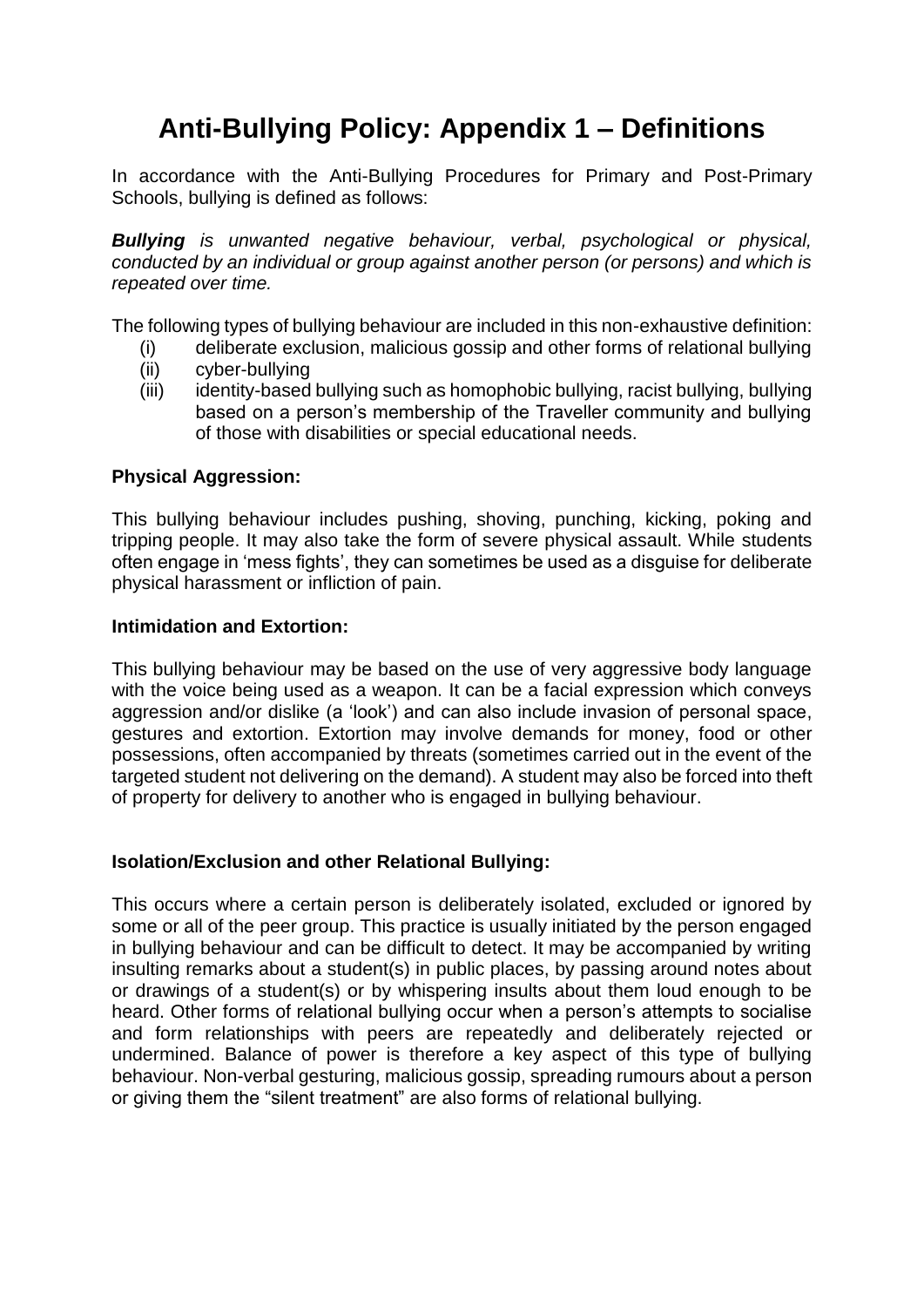# Anti-Bullying Policy: Appendix 1 – Definitions

In accordance with the Anti-Bullying Procedures for Primary and Post-Primary Schools, bullying is defined as follows:

***Bullying** is unwanted negative behaviour, verbal, psychological or physical, conducted by an individual or group against another person (or persons) and which is repeated over time.*

The following types of bullying behaviour are included in this non-exhaustive definition:

- (i) deliberate exclusion, malicious gossip and other forms of relational bullying
- (ii) cyber-bullying
- (iii) identity-based bullying such as homophobic bullying, racist bullying, bullying based on a person's membership of the Traveller community and bullying of those with disabilities or special educational needs.

**Physical Aggression:**

This bullying behaviour includes pushing, shoving, punching, kicking, poking and tripping people. It may also take the form of severe physical assault. While students often engage in 'mess fights', they can sometimes be used as a disguise for deliberate physical harassment or infliction of pain.

**Intimidation and Extortion:**

This bullying behaviour may be based on the use of very aggressive body language with the voice being used as a weapon. It can be a facial expression which conveys aggression and/or dislike (a 'look') and can also include invasion of personal space, gestures and extortion. Extortion may involve demands for money, food or other possessions, often accompanied by threats (sometimes carried out in the event of the targeted student not delivering on the demand). A student may also be forced into theft of property for delivery to another who is engaged in bullying behaviour.

**Isolation/Exclusion and other Relational Bullying:**

This occurs where a certain person is deliberately isolated, excluded or ignored by some or all of the peer group. This practice is usually initiated by the person engaged in bullying behaviour and can be difficult to detect. It may be accompanied by writing insulting remarks about a student(s) in public places, by passing around notes about or drawings of a student(s) or by whispering insults about them loud enough to be heard. Other forms of relational bullying occur when a person's attempts to socialise and form relationships with peers are repeatedly and deliberately rejected or undermined. Balance of power is therefore a key aspect of this type of bullying behaviour. Non-verbal gesturing, malicious gossip, spreading rumours about a person or giving them the "silent treatment" are also forms of relational bullying.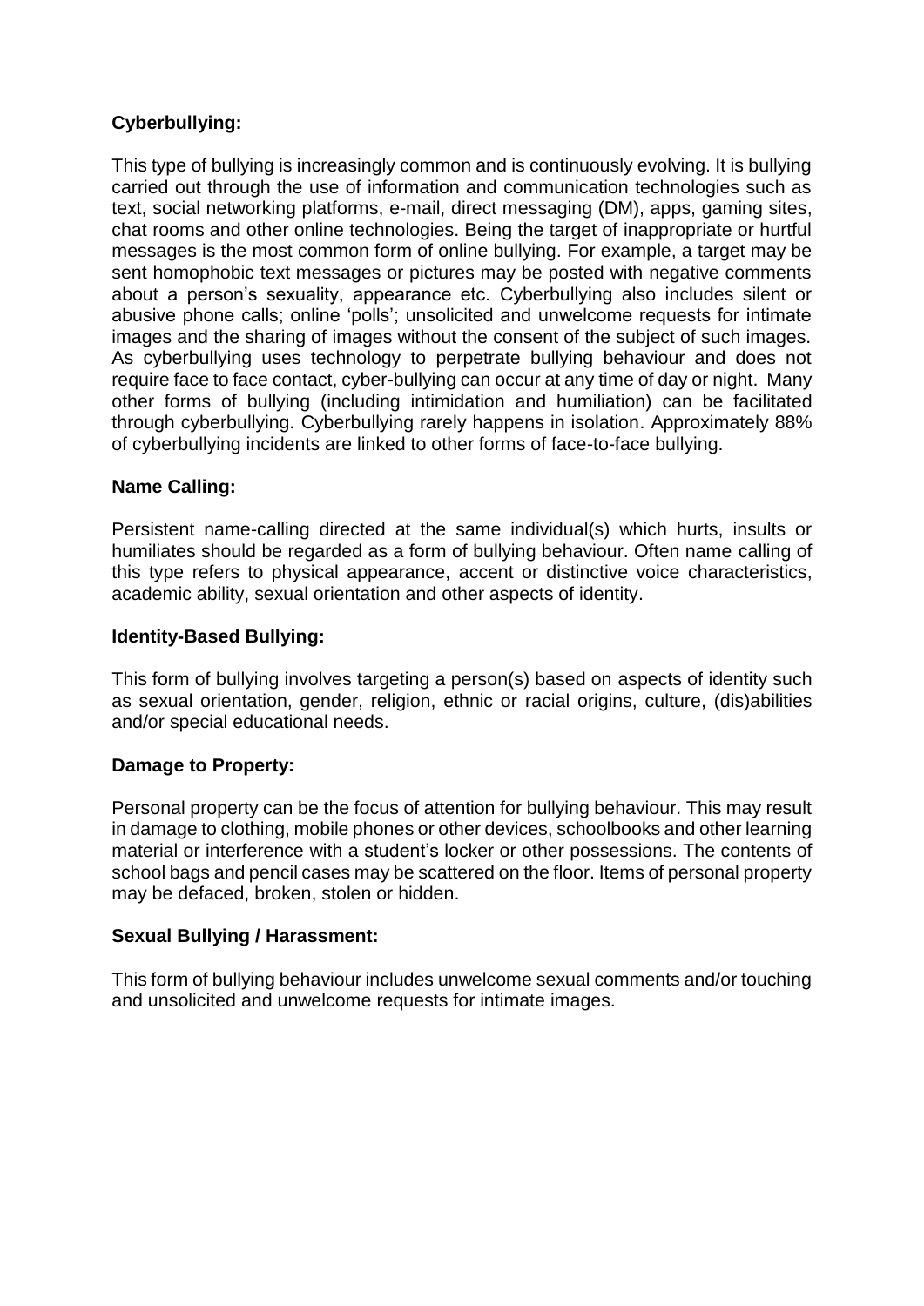**Cyberbullying:**

This type of bullying is increasingly common and is continuously evolving. It is bullying carried out through the use of information and communication technologies such as text, social networking platforms, e-mail, direct messaging (DM), apps, gaming sites, chat rooms and other online technologies. Being the target of inappropriate or hurtful messages is the most common form of online bullying. For example, a target may be sent homophobic text messages or pictures may be posted with negative comments about a person's sexuality, appearance etc. Cyberbullying also includes silent or abusive phone calls; online 'polls'; unsolicited and unwelcome requests for intimate images and the sharing of images without the consent of the subject of such images. As cyberbullying uses technology to perpetrate bullying behaviour and does not require face to face contact, cyber-bullying can occur at any time of day or night. Many other forms of bullying (including intimidation and humiliation) can be facilitated through cyberbullying. Cyberbullying rarely happens in isolation. Approximately 88% of cyberbullying incidents are linked to other forms of face-to-face bullying.

**Name Calling:**

Persistent name-calling directed at the same individual(s) which hurts, insults or humiliates should be regarded as a form of bullying behaviour. Often name calling of this type refers to physical appearance, accent or distinctive voice characteristics, academic ability, sexual orientation and other aspects of identity.

**Identity-Based Bullying:**

This form of bullying involves targeting a person(s) based on aspects of identity such as sexual orientation, gender, religion, ethnic or racial origins, culture, (dis)abilities and/or special educational needs.

**Damage to Property:**

Personal property can be the focus of attention for bullying behaviour. This may result in damage to clothing, mobile phones or other devices, schoolbooks and other learning material or interference with a student's locker or other possessions. The contents of school bags and pencil cases may be scattered on the floor. Items of personal property may be defaced, broken, stolen or hidden.

**Sexual Bullying / Harassment:**

This form of bullying behaviour includes unwelcome sexual comments and/or touching and unsolicited and unwelcome requests for intimate images.